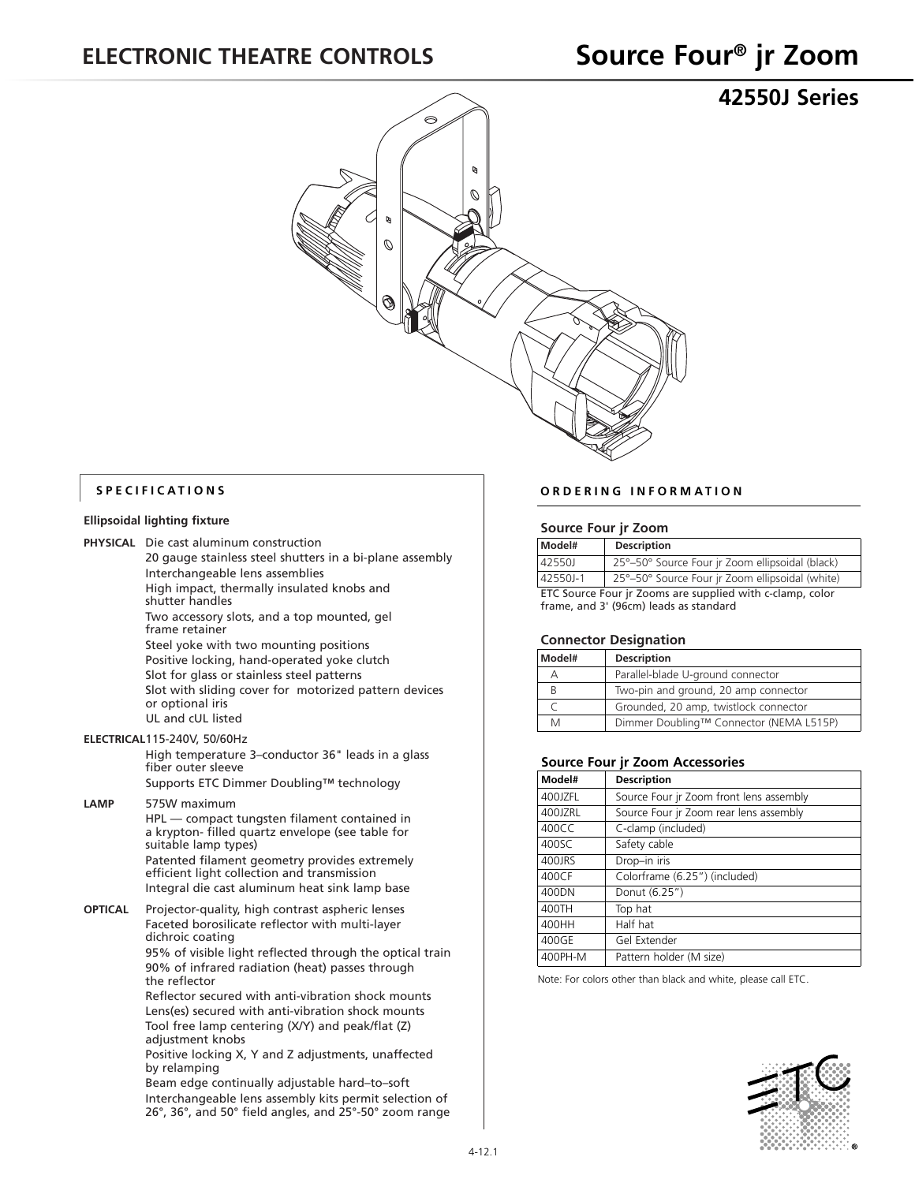# ELECTRONIC THEATRE CONTROLS

# Source Four® jr Zoom

## 42550J Series

## SPECIFICATIONS

**Ellipsoidal lighting fixture**

**PHYSICAL**
- Die cast aluminum construction
- 20 gauge stainless steel shutters in a bi-plane assembly
- Interchangeable lens assemblies
- High impact, thermally insulated knobs and shutter handles
- Two accessory slots, and a top mounted, gel frame retainer
- Steel yoke with two mounting positions
- Positive locking, hand-operated yoke clutch
- Slot for glass or stainless steel patterns
- Slot with sliding cover for motorized pattern devices or optional iris
- UL and cUL listed

**ELECTRICAL**
- 115-240V, 50/60Hz
- High temperature 3–conductor 36" leads in a glass fiber outer sleeve
- Supports ETC Dimmer Doubling™ technology

**LAMP**
- 575W maximum
- HPL — compact tungsten filament contained in a krypton- filled quartz envelope (see table for suitable lamp types)
- Patented filament geometry provides extremely efficient light collection and transmission
- Integral die cast aluminum heat sink lamp base

**OPTICAL**
- Projector-quality, high contrast aspheric lenses
- Faceted borosilicate reflector with multi-layer dichroic coating
- 95% of visible light reflected through the optical train
- 90% of infrared radiation (heat) passes through the reflector
- Reflector secured with anti-vibration shock mounts
- Lens(es) secured with anti-vibration shock mounts
- Tool free lamp centering (X/Y) and peak/flat (Z) adjustment knobs
- Positive locking X, Y and Z adjustments, unaffected by relamping
- Beam edge continually adjustable hard–to–soft
- Interchangeable lens assembly kits permit selection of 26°, 36°, and 50° field angles, and 25°-50° zoom range

## ORDERING INFORMATION

### Source Four jr Zoom

| Model# | Description |
|---|---|
| 42550J | 25°–50° Source Four jr Zoom ellipsoidal (black) |
| 42550J-1 | 25°–50° Source Four jr Zoom ellipsoidal (white) |

ETC Source Four jr Zooms are supplied with c-clamp, color frame, and 3' (96cm) leads as standard

### Connector Designation

| Model# | Description |
|---|---|
| A | Parallel-blade U-ground connector |
| B | Two-pin and ground, 20 amp connector |
| C | Grounded, 20 amp, twistlock connector |
| M | Dimmer Doubling™ Connector (NEMA L515P) |

### Source Four jr Zoom Accessories

| Model# | Description |
|---|---|
| 400JZFL | Source Four jr Zoom front lens assembly |
| 400JZRL | Source Four jr Zoom rear lens assembly |
| 400CC | C-clamp (included) |
| 400SC | Safety cable |
| 400JRS | Drop–in iris |
| 400CF | Colorframe (6.25") (included) |
| 400DN | Donut (6.25") |
| 400TH | Top hat |
| 400HH | Half hat |
| 400GE | Gel Extender |
| 400PH-M | Pattern holder (M size) |

Note: For colors other than black and white, please call ETC.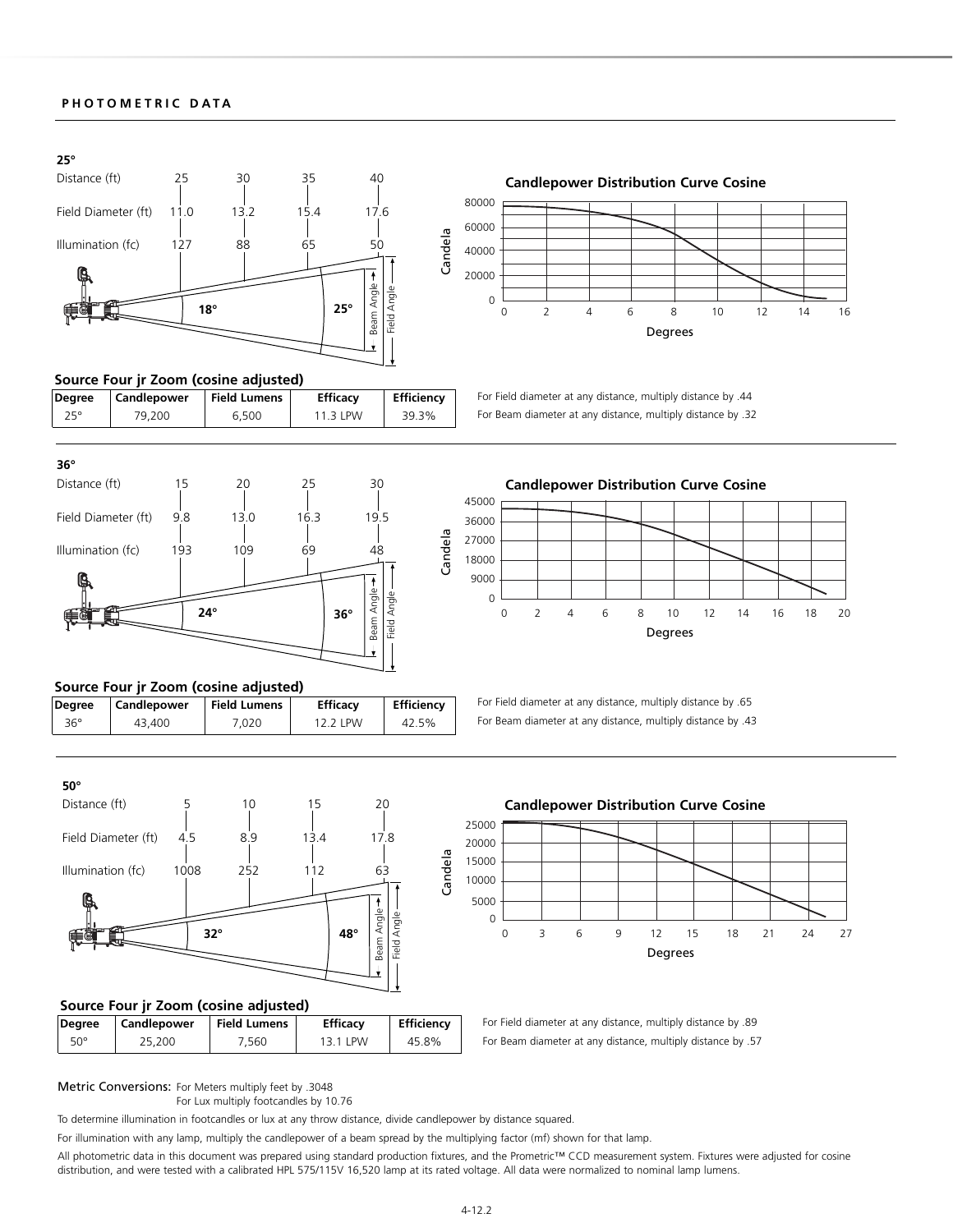**PHOTOMETRIC DATA**

**25°**

| Distance (ft) | 25 | 30 | 35 | 40 |
|---|---|---|---|---|
| Field Diameter (ft) | 11.0 | 13.2 | 15.4 | 17.6 |
| Illumination (fc) | 127 | 88 | 65 | 50 |

Beam Angle 18° — Field Angle 25°

**Candlepower Distribution Curve Cosine**

**Source Four jr Zoom (cosine adjusted)**

| Degree | Candlepower | Field Lumens | Efficacy | Efficiency |
|---|---|---|---|---|
| 25° | 79,200 | 6,500 | 11.3 LPW | 39.3% |

For Field diameter at any distance, multiply distance by .44
For Beam diameter at any distance, multiply distance by .32

**36°**

| Distance (ft) | 15 | 20 | 25 | 30 |
|---|---|---|---|---|
| Field Diameter (ft) | 9.8 | 13.0 | 16.3 | 19.5 |
| Illumination (fc) | 193 | 109 | 69 | 48 |

Beam Angle 24° — Field Angle 36°

**Candlepower Distribution Curve Cosine**

**Source Four jr Zoom (cosine adjusted)**

| Degree | Candlepower | Field Lumens | Efficacy | Efficiency |
|---|---|---|---|---|
| 36° | 43,400 | 7,020 | 12.2 LPW | 42.5% |

For Field diameter at any distance, multiply distance by .65
For Beam diameter at any distance, multiply distance by .43

**50°**

| Distance (ft) | 5 | 10 | 15 | 20 |
|---|---|---|---|---|
| Field Diameter (ft) | 4.5 | 8.9 | 13.4 | 17.8 |
| Illumination (fc) | 1008 | 252 | 112 | 63 |

Beam Angle 32° — Field Angle 48°

**Candlepower Distribution Curve Cosine**

**Source Four jr Zoom (cosine adjusted)**

| Degree | Candlepower | Field Lumens | Efficacy | Efficiency |
|---|---|---|---|---|
| 50° | 25,200 | 7,560 | 13.1 LPW | 45.8% |

For Field diameter at any distance, multiply distance by .89
For Beam diameter at any distance, multiply distance by .57

Metric Conversions: For Meters multiply feet by .3048
For Lux multiply footcandles by 10.76

To determine illumination in footcandles or lux at any throw distance, divide candlepower by distance squared.

For illumination with any lamp, multiply the candlepower of a beam spread by the multiplying factor (mf) shown for that lamp.

All photometric data in this document was prepared using standard production fixtures, and the Prometric™ CCD measurement system. Fixtures were adjusted for cosine distribution, and were tested with a calibrated HPL 575/115V 16,520 lamp at its rated voltage. All data were normalized to nominal lamp lumens.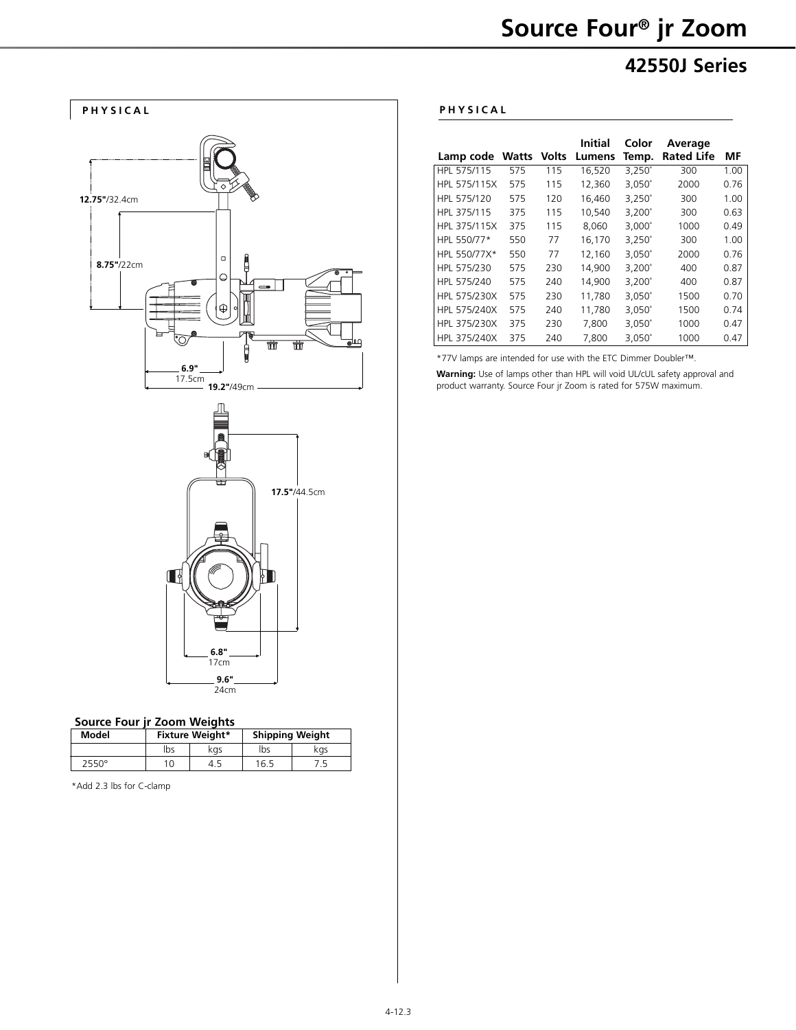# Source Four® jr Zoom

## 42550J Series

### PHYSICAL

12.75"/32.4cm

8.75"/22cm

6.9" 17.5cm

19.2"/49cm

17.5"/44.5cm

6.8" 17cm

9.6" 24cm

**Source Four jr Zoom Weights**

| Model | Fixture Weight* | | Shipping Weight | |
|---|---|---|---|---|
| | lbs | kgs | lbs | kgs |
| 2550° | 10 | 4.5 | 16.5 | 7.5 |

*Add 2.3 lbs for C-clamp

### PHYSICAL

| Lamp code | Watts | Volts | Initial Lumens | Color Temp. | Average Rated Life | MF |
|---|---|---|---|---|---|---|
| HPL 575/115 | 575 | 115 | 16,520 | 3,250° | 300 | 1.00 |
| HPL 575/115X | 575 | 115 | 12,360 | 3,050° | 2000 | 0.76 |
| HPL 575/120 | 575 | 120 | 16,460 | 3,250° | 300 | 1.00 |
| HPL 375/115 | 375 | 115 | 10,540 | 3,200° | 300 | 0.63 |
| HPL 375/115X | 375 | 115 | 8,060 | 3,000° | 1000 | 0.49 |
| HPL 550/77* | 550 | 77 | 16,170 | 3,250° | 300 | 1.00 |
| HPL 550/77X* | 550 | 77 | 12,160 | 3,050° | 2000 | 0.76 |
| HPL 575/230 | 575 | 230 | 14,900 | 3,200° | 400 | 0.87 |
| HPL 575/240 | 575 | 240 | 14,900 | 3,200° | 400 | 0.87 |
| HPL 575/230X | 575 | 230 | 11,780 | 3,050° | 1500 | 0.70 |
| HPL 575/240X | 575 | 240 | 11,780 | 3,050° | 1500 | 0.74 |
| HPL 375/230X | 375 | 230 | 7,800 | 3,050° | 1000 | 0.47 |
| HPL 375/240X | 375 | 240 | 7,800 | 3,050° | 1000 | 0.47 |

*77V lamps are intended for use with the ETC Dimmer Doubler™.

**Warning:** Use of lamps other than HPL will void UL/cUL safety approval and product warranty. Source Four jr Zoom is rated for 575W maximum.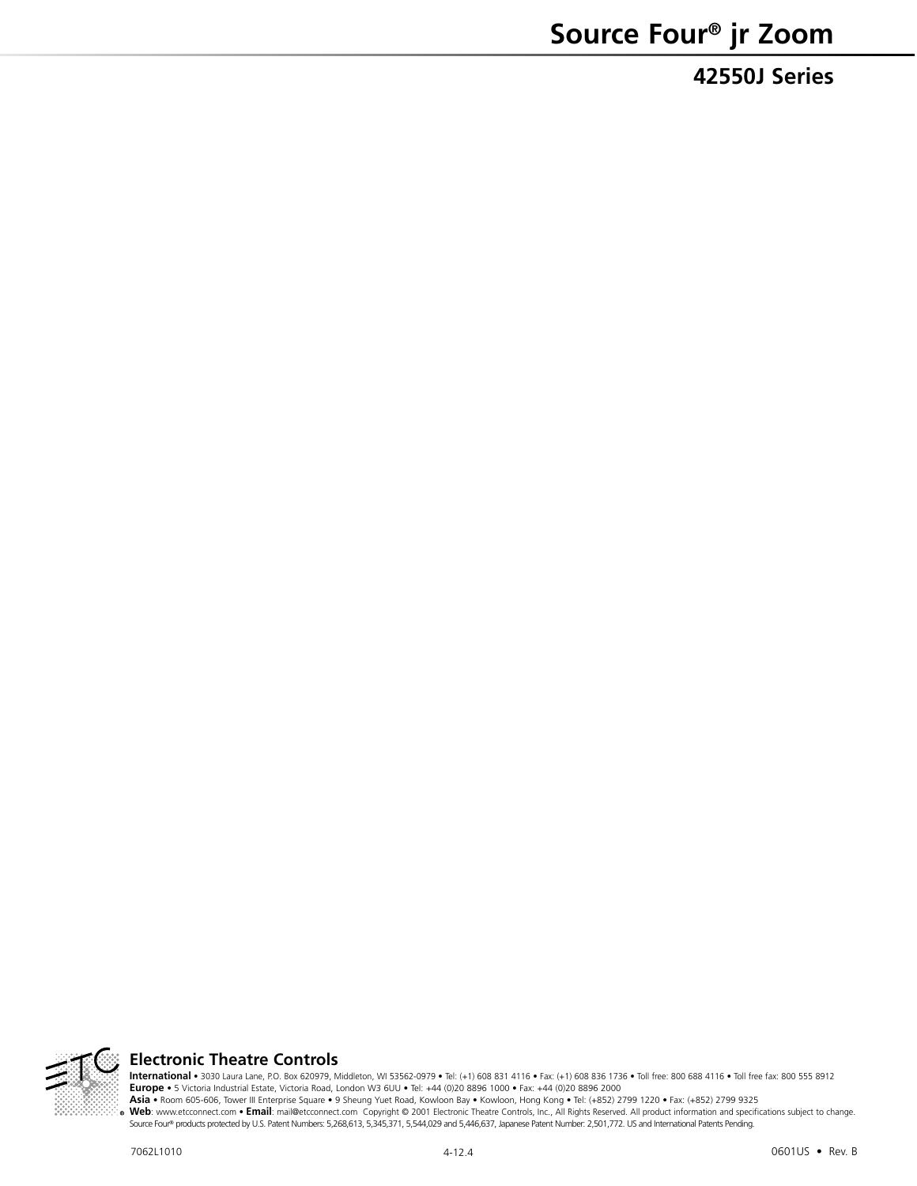# Source Four® jr Zoom

## 42550J Series

**Electronic Theatre Controls**

**International** • 3030 Laura Lane, P.O. Box 620979, Middleton, WI 53562-0979 • Tel: (+1) 608 831 4116 • Fax: (+1) 608 836 1736 • Toll free: 800 688 4116 • Toll free fax: 800 555 8912
**Europe** • 5 Victoria Industrial Estate, Victoria Road, London W3 6UU • Tel: +44 (0)20 8896 1000 • Fax: +44 (0)20 8896 2000
**Asia** • Room 605-606, Tower III Enterprise Square • 9 Sheung Yuet Road, Kowloon Bay • Kowloon, Hong Kong • Tel: (+852) 2799 1220 • Fax: (+852) 2799 9325
**Web**: www.etcconnect.com • **Email**: mail@etcconnect.com Copyright © 2001 Electronic Theatre Controls, Inc., All Rights Reserved. All product information and specifications subject to change.
Source Four® products protected by U.S. Patent Numbers: 5,268,613, 5,345,371, 5,544,029 and 5,446,637, Japanese Patent Number: 2,501,772. US and International Patents Pending.

7062L1010 4-12.4 0601US • Rev. B